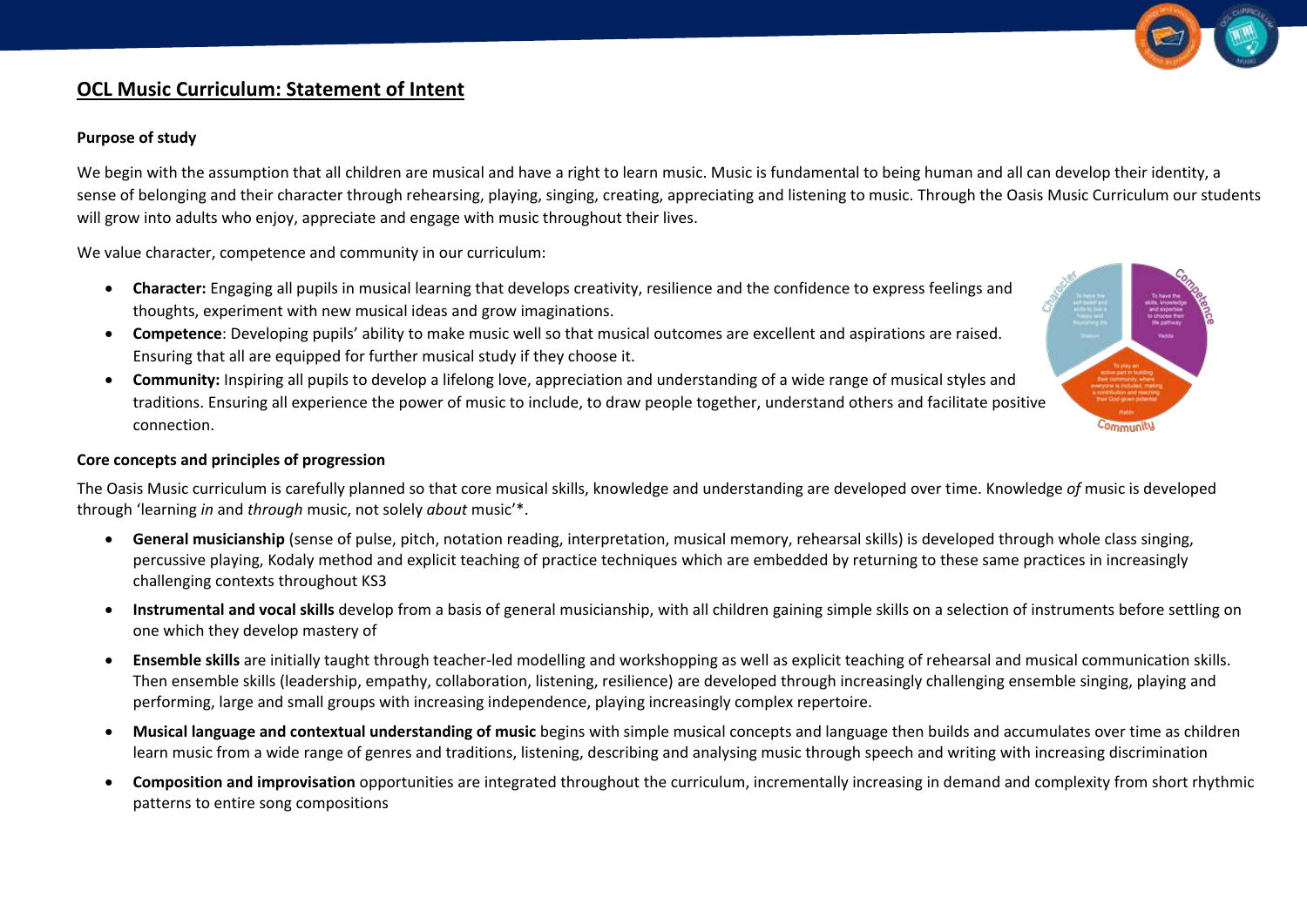# OCL Music Curriculum: Statement of Intent

### Purpose of study

We begin with the assumption that all children are musical and have a right to learn music. Music is fundamental to being human and all can develop their identity, a sense of belonging and their character through rehearsing, playing, singing, creating, appreciating and listening to music. Through the Oasis Music Curriculum our students will grow into adults who enjoy, appreciate and engage with music throughout their lives.

We value character, competence and community in our curriculum:

- **Character:** Engaging all pupils in musical learning that develops creativity, resilience and the confidence to express feelings and thoughts, experiment with new musical ideas and grow imaginations.
- **Competence**: Developing pupils' ability to make music well so that musical outcomes are excellent and aspirations are raised. Ensuring that all are equipped for further musical study if they choose it.
- **Community:** Inspiring all pupils to develop a lifelong love, appreciation and understanding of a wide range of musical styles and traditions. Ensuring all experience the power of music to include, to draw people together, understand others and facilitate positive connection.

### Core concepts and principles of progression

The Oasis Music curriculum is carefully planned so that core musical skills, knowledge and understanding are developed over time. Knowledge *of* music is developed through 'learning *in* and *through* music, not solely *about* music'*.

- **General musicianship** (sense of pulse, pitch, notation reading, interpretation, musical memory, rehearsal skills) is developed through whole class singing, percussive playing, Kodaly method and explicit teaching of practice techniques which are embedded by returning to these same practices in increasingly challenging contexts throughout KS3
- **Instrumental and vocal skills** develop from a basis of general musicianship, with all children gaining simple skills on a selection of instruments before settling on one which they develop mastery of
- **Ensemble skills** are initially taught through teacher-led modelling and workshopping as well as explicit teaching of rehearsal and musical communication skills. Then ensemble skills (leadership, empathy, collaboration, listening, resilience) are developed through increasingly challenging ensemble singing, playing and performing, large and small groups with increasing independence, playing increasingly complex repertoire.
- **Musical language and contextual understanding of music** begins with simple musical concepts and language then builds and accumulates over time as children learn music from a wide range of genres and traditions, listening, describing and analysing music through speech and writing with increasing discrimination
- **Composition and improvisation** opportunities are integrated throughout the curriculum, incrementally increasing in demand and complexity from short rhythmic patterns to entire song compositions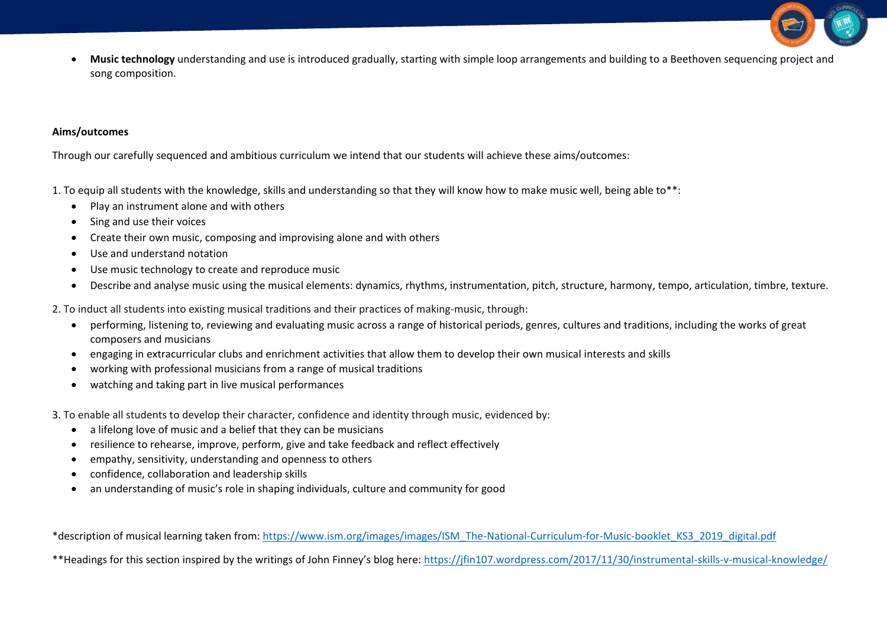- **Music technology** understanding and use is introduced gradually, starting with simple loop arrangements and building to a Beethoven sequencing project and song composition.

**Aims/outcomes**

Through our carefully sequenced and ambitious curriculum we intend that our students will achieve these aims/outcomes:

1. To equip all students with the knowledge, skills and understanding so that they will know how to make music well, being able to**:
    - Play an instrument alone and with others
    - Sing and use their voices
    - Create their own music, composing and improvising alone and with others
    - Use and understand notation
    - Use music technology to create and reproduce music
    - Describe and analyse music using the musical elements: dynamics, rhythms, instrumentation, pitch, structure, harmony, tempo, articulation, timbre, texture.

2. To induct all students into existing musical traditions and their practices of making-music, through:
    - performing, listening to, reviewing and evaluating music across a range of historical periods, genres, cultures and traditions, including the works of great composers and musicians
    - engaging in extracurricular clubs and enrichment activities that allow them to develop their own musical interests and skills
    - working with professional musicians from a range of musical traditions
    - watching and taking part in live musical performances

3. To enable all students to develop their character, confidence and identity through music, evidenced by:
    - a lifelong love of music and a belief that they can be musicians
    - resilience to rehearse, improve, perform, give and take feedback and reflect effectively
    - empathy, sensitivity, understanding and openness to others
    - confidence, collaboration and leadership skills
    - an understanding of music's role in shaping individuals, culture and community for good

*description of musical learning taken from: https://www.ism.org/images/images/ISM_The-National-Curriculum-for-Music-booklet_KS3_2019_digital.pdf

**Headings for this section inspired by the writings of John Finney's blog here: https://jfin107.wordpress.com/2017/11/30/instrumental-skills-v-musical-knowledge/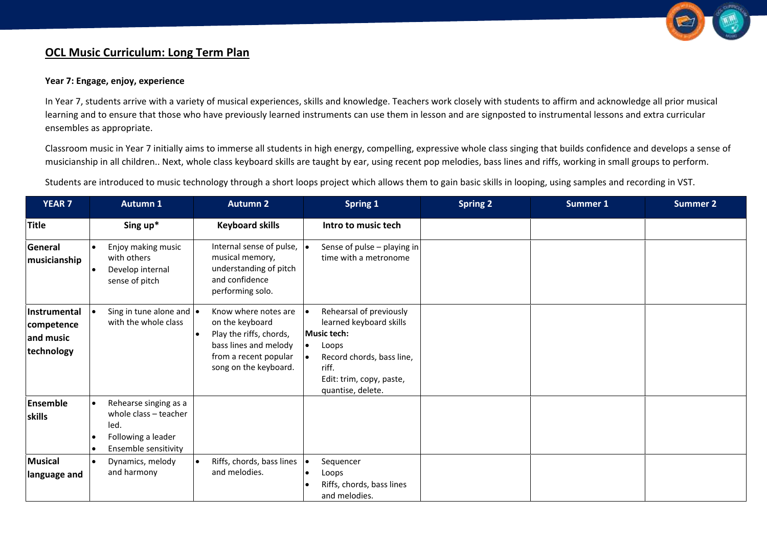# OCL Music Curriculum: Long Term Plan

**Year 7: Engage, enjoy, experience**

In Year 7, students arrive with a variety of musical experiences, skills and knowledge. Teachers work closely with students to affirm and acknowledge all prior musical learning and to ensure that those who have previously learned instruments can use them in lesson and are signposted to instrumental lessons and extra curricular ensembles as appropriate.

Classroom music in Year 7 initially aims to immerse all students in high energy, compelling, expressive whole class singing that builds confidence and develops a sense of musicianship in all children.. Next, whole class keyboard skills are taught by ear, using recent pop melodies, bass lines and riffs, working in small groups to perform.

Students are introduced to music technology through a short loops project which allows them to gain basic skills in looping, using samples and recording in VST.

| YEAR 7 | Autumn 1 | Autumn 2 | Spring 1 | Spring 2 | Summer 1 | Summer 2 |
|---|---|---|---|---|---|---|
| **Title** | **Sing up*** | **Keyboard skills** | **Intro to music tech** | | | |
| **General musicianship** | • Enjoy making music with others<br>• Develop internal sense of pitch | Internal sense of pulse, musical memory, understanding of pitch and confidence performing solo. | • Sense of pulse – playing in time with a metronome | | | |
| **Instrumental competence and music technology** | • Sing in tune alone and with the whole class | • Know where notes are on the keyboard<br>• Play the riffs, chords, bass lines and melody from a recent popular song on the keyboard. | • Rehearsal of previously learned keyboard skills<br>**Music tech:**<br>• Loops<br>• Record chords, bass line, riff.<br>Edit: trim, copy, paste, quantise, delete. | | | |
| **Ensemble skills** | • Rehearse singing as a whole class – teacher led.<br>• Following a leader<br>• Ensemble sensitivity | | | | | |
| **Musical language and** | • Dynamics, melody and harmony | • Riffs, chords, bass lines and melodies. | • Sequencer<br>• Loops<br>• Riffs, chords, bass lines and melodies. | | | |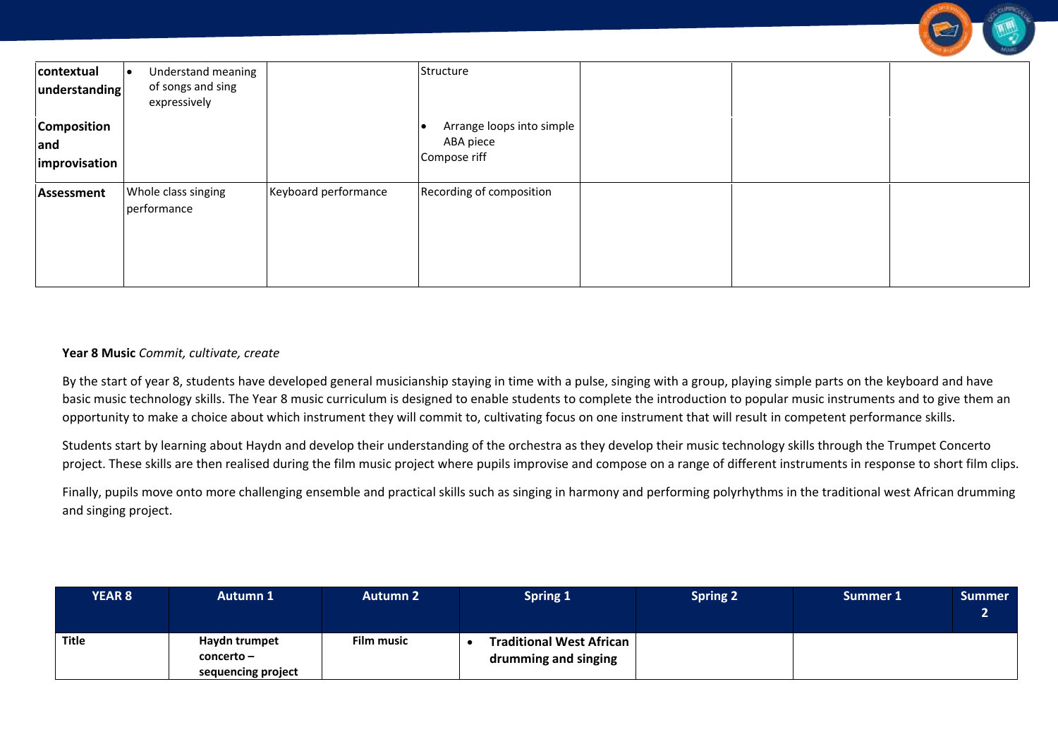| contextual understanding | • Understand meaning of songs and sing expressively | | Structure | | | |
|---|---|---|---|---|---|---|
| Composition and improvisation | | | • Arrange loops into simple ABA piece<br>Compose riff | | | |
| Assessment | Whole class singing performance | Keyboard performance | Recording of composition | | | |

**Year 8 Music** *Commit, cultivate, create*

By the start of year 8, students have developed general musicianship staying in time with a pulse, singing with a group, playing simple parts on the keyboard and have basic music technology skills. The Year 8 music curriculum is designed to enable students to complete the introduction to popular music instruments and to give them an opportunity to make a choice about which instrument they will commit to, cultivating focus on one instrument that will result in competent performance skills.

Students start by learning about Haydn and develop their understanding of the orchestra as they develop their music technology skills through the Trumpet Concerto project. These skills are then realised during the film music project where pupils improvise and compose on a range of different instruments in response to short film clips.

Finally, pupils move onto more challenging ensemble and practical skills such as singing in harmony and performing polyrhythms in the traditional west African drumming and singing project.

| YEAR 8 | Autumn 1 | Autumn 2 | Spring 1 | Spring 2 | Summer 1 | Summer 2 |
|---|---|---|---|---|---|---|
| **Title** | **Haydn trumpet concerto – sequencing project** | **Film music** | • **Traditional West African drumming and singing** | | | |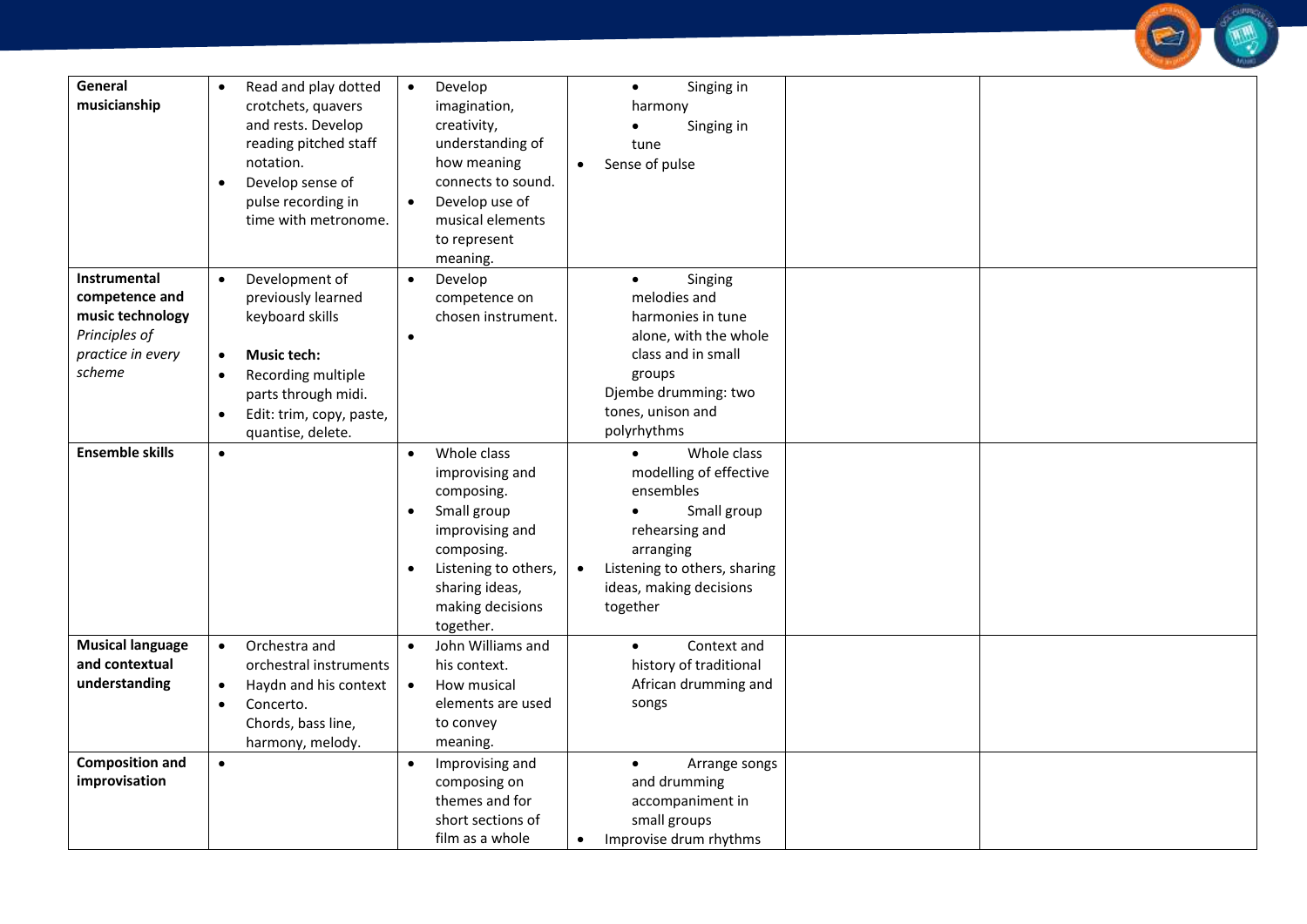| | | | | | |
|---|---|---|---|---|---|
| **General musicianship** | • Read and play dotted crotchets, quavers and rests. Develop reading pitched staff notation.<br>• Develop sense of pulse recording in time with metronome. | • Develop imagination, creativity, understanding of how meaning connects to sound.<br>• Develop use of musical elements to represent meaning. | • Singing in harmony<br>• Singing in tune<br>• Sense of pulse | | |
| **Instrumental competence and music technology** *Principles of practice in every scheme* | • Development of previously learned keyboard skills<br>• **Music tech:**<br>• Recording multiple parts through midi.<br>• Edit: trim, copy, paste, quantise, delete. | • Develop competence on chosen instrument.<br>• | • Singing melodies and harmonies in tune alone, with the whole class and in small groups<br>Djembe drumming: two tones, unison and polyrhythms | | |
| **Ensemble skills** | • | • Whole class improvising and composing.<br>• Small group improvising and composing.<br>• Listening to others, sharing ideas, making decisions together. | • Whole class modelling of effective ensembles<br>• Small group rehearsing and arranging<br>• Listening to others, sharing ideas, making decisions together | | |
| **Musical language and contextual understanding** | • Orchestra and orchestral instruments<br>• Haydn and his context<br>• Concerto.<br>Chords, bass line, harmony, melody. | • John Williams and his context.<br>• How musical elements are used to convey meaning. | • Context and history of traditional African drumming and songs | | |
| **Composition and improvisation** | • | • Improvising and composing on themes and for short sections of film as a whole | • Arrange songs and drumming accompaniment in small groups<br>• Improvise drum rhythms | | |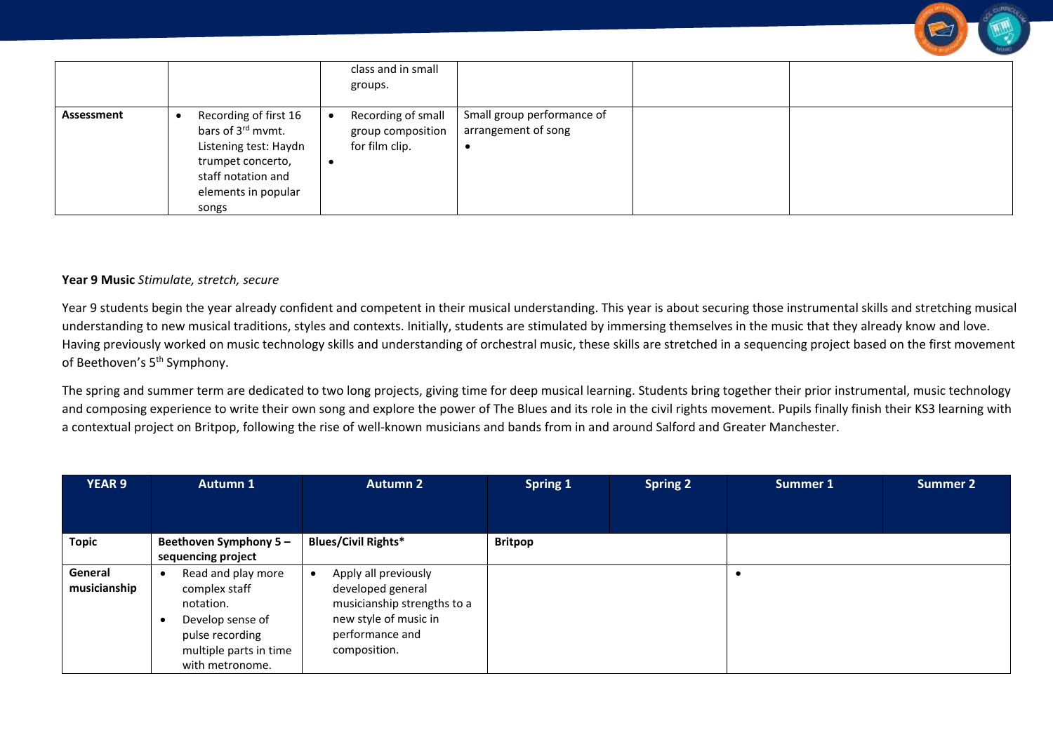|  |  | class and in small groups. |  |  |  |
|---|---|---|---|---|---|
| **Assessment** | • Recording of first 16 bars of 3rd mvmt. Listening test: Haydn trumpet concerto, staff notation and elements in popular songs | • Recording of small group composition for film clip. • | Small group performance of arrangement of song • |  |  |

**Year 9 Music** *Stimulate, stretch, secure*

Year 9 students begin the year already confident and competent in their musical understanding. This year is about securing those instrumental skills and stretching musical understanding to new musical traditions, styles and contexts. Initially, students are stimulated by immersing themselves in the music that they already know and love. Having previously worked on music technology skills and understanding of orchestral music, these skills are stretched in a sequencing project based on the first movement of Beethoven's 5th Symphony.

The spring and summer term are dedicated to two long projects, giving time for deep musical learning. Students bring together their prior instrumental, music technology and composing experience to write their own song and explore the power of The Blues and its role in the civil rights movement. Pupils finally finish their KS3 learning with a contextual project on Britpop, following the rise of well-known musicians and bands from in and around Salford and Greater Manchester.

| YEAR 9 | Autumn 1 | Autumn 2 | Spring 1 | Spring 2 | Summer 1 | Summer 2 |
|---|---|---|---|---|---|---|
| **Topic** | **Beethoven Symphony 5 – sequencing project** | **Blues/Civil Rights*** | **Britpop** | | | |
| **General musicianship** | • Read and play more complex staff notation.<br>• Develop sense of pulse recording multiple parts in time with metronome. | • Apply all previously developed general musicianship strengths to a new style of music in performance and composition. | | | • | |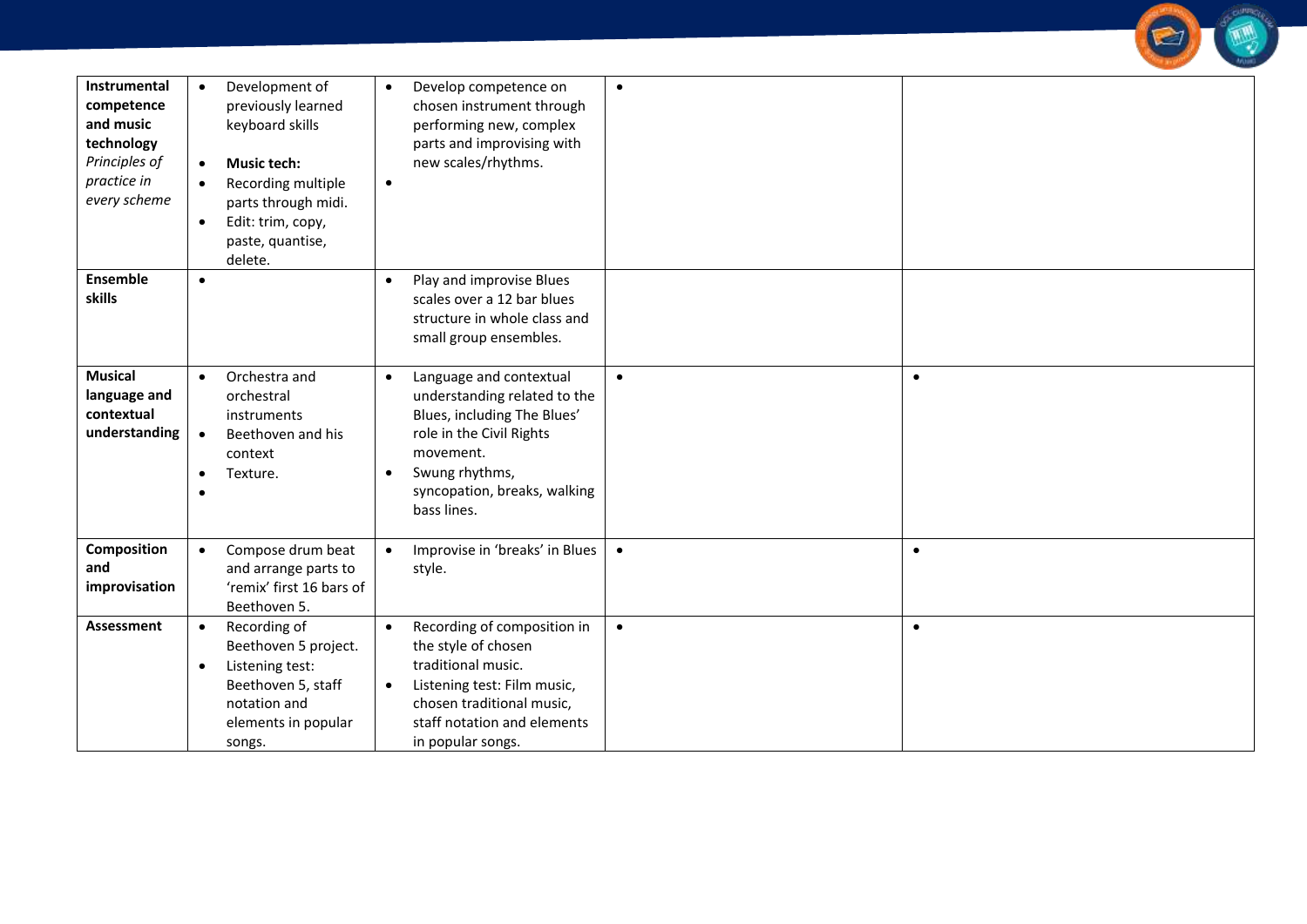| | | | | |
|---|---|---|---|---|
| **Instrumental competence and music technology** *Principles of practice in every scheme* | • Development of previously learned keyboard skills<br>• **Music tech:**<br>• Recording multiple parts through midi.<br>• Edit: trim, copy, paste, quantise, delete. | • Develop competence on chosen instrument through performing new, complex parts and improvising with new scales/rhythms.<br>• | • | |
| **Ensemble skills** | • | • Play and improvise Blues scales over a 12 bar blues structure in whole class and small group ensembles. | | |
| **Musical language and contextual understanding** | • Orchestra and orchestral instruments<br>• Beethoven and his context<br>• Texture.<br>• | • Language and contextual understanding related to the Blues, including The Blues' role in the Civil Rights movement.<br>• Swung rhythms, syncopation, breaks, walking bass lines. | • | • |
| **Composition and improvisation** | • Compose drum beat and arrange parts to 'remix' first 16 bars of Beethoven 5. | • Improvise in 'breaks' in Blues style. | • | • |
| **Assessment** | • Recording of Beethoven 5 project.<br>• Listening test: Beethoven 5, staff notation and elements in popular songs. | • Recording of composition in the style of chosen traditional music.<br>• Listening test: Film music, chosen traditional music, staff notation and elements in popular songs. | • | • |